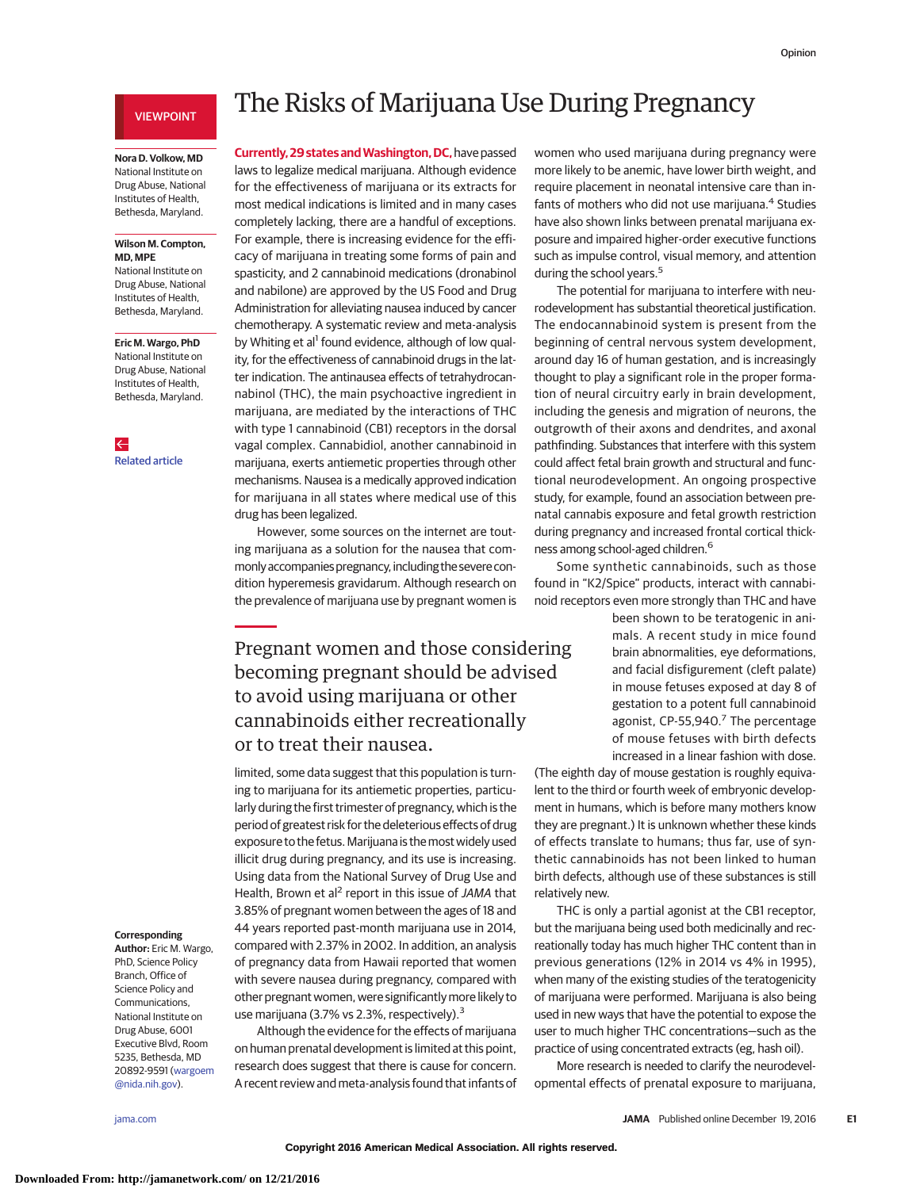VIEWPOINT

# The Risks of Marijuana Use During Pregnancy

**Nora D. Volkow, MD**
National Institute on Drug Abuse, National Institutes of Health, Bethesda, Maryland.

**Wilson M. Compton, MD, MPE**
National Institute on Drug Abuse, National Institutes of Health, Bethesda, Maryland.

**Eric M. Wargo, PhD**
National Institute on Drug Abuse, National Institutes of Health, Bethesda, Maryland.

Related article

**Corresponding Author:** Eric M. Wargo, PhD, Science Policy Branch, Office of Science Policy and Communications, National Institute on Drug Abuse, 6001 Executive Blvd, Room 5235, Bethesda, MD 20892-9591 (wargoem@nida.nih.gov).

**Currently, 29 states and Washington, DC,** have passed laws to legalize medical marijuana. Although evidence for the effectiveness of marijuana or its extracts for most medical indications is limited and in many cases completely lacking, there are a handful of exceptions. For example, there is increasing evidence for the efficacy of marijuana in treating some forms of pain and spasticity, and 2 cannabinoid medications (dronabinol and nabilone) are approved by the US Food and Drug Administration for alleviating nausea induced by cancer chemotherapy. A systematic review and meta-analysis by Whiting et al[1] found evidence, although of low quality, for the effectiveness of cannabinoid drugs in the latter indication. The antinausea effects of tetrahydrocannabinol (THC), the main psychoactive ingredient in marijuana, are mediated by the interactions of THC with type 1 cannabinoid (CB1) receptors in the dorsal vagal complex. Cannabidiol, another cannabinoid in marijuana, exerts antiemetic properties through other mechanisms. Nausea is a medically approved indication for marijuana in all states where medical use of this drug has been legalized.

However, some sources on the internet are touting marijuana as a solution for the nausea that commonly accompanies pregnancy, including the severe condition hyperemesis gravidarum. Although research on the prevalence of marijuana use by pregnant women is limited, some data suggest that this population is turning to marijuana for its antiemetic properties, particularly during the first trimester of pregnancy, which is the period of greatest risk for the deleterious effects of drug exposure to the fetus. Marijuana is the most widely used illicit drug during pregnancy, and its use is increasing. Using data from the National Survey of Drug Use and Health, Brown et al[2] report in this issue of *JAMA* that 3.85% of pregnant women between the ages of 18 and 44 years reported past-month marijuana use in 2014, compared with 2.37% in 2002. In addition, an analysis of pregnancy data from Hawaii reported that women with severe nausea during pregnancy, compared with other pregnant women, were significantly more likely to use marijuana (3.7% vs 2.3%, respectively).[3]

> Pregnant women and those considering becoming pregnant should be advised to avoid using marijuana or other cannabinoids either recreationally or to treat their nausea.

Although the evidence for the effects of marijuana on human prenatal development is limited at this point, research does suggest that there is cause for concern. A recent review and meta-analysis found that infants of women who used marijuana during pregnancy were more likely to be anemic, have lower birth weight, and require placement in neonatal intensive care than infants of mothers who did not use marijuana.[4] Studies have also shown links between prenatal marijuana exposure and impaired higher-order executive functions such as impulse control, visual memory, and attention during the school years.[5]

The potential for marijuana to interfere with neurodevelopment has substantial theoretical justification. The endocannabinoid system is present from the beginning of central nervous system development, around day 16 of human gestation, and is increasingly thought to play a significant role in the proper formation of neural circuitry early in brain development, including the genesis and migration of neurons, the outgrowth of their axons and dendrites, and axonal pathfinding. Substances that interfere with this system could affect fetal brain growth and structural and functional neurodevelopment. An ongoing prospective study, for example, found an association between prenatal cannabis exposure and fetal growth restriction during pregnancy and increased frontal cortical thickness among school-aged children.[6]

Some synthetic cannabinoids, such as those found in "K2/Spice" products, interact with cannabinoid receptors even more strongly than THC and have been shown to be teratogenic in animals. A recent study in mice found brain abnormalities, eye deformations, and facial disfigurement (cleft palate) in mouse fetuses exposed at day 8 of gestation to a potent full cannabinoid agonist, CP-55,940.[7] The percentage of mouse fetuses with birth defects increased in a linear fashion with dose. (The eighth day of mouse gestation is roughly equivalent to the third or fourth week of embryonic development in humans, which is before many mothers know they are pregnant.) It is unknown whether these kinds of effects translate to humans; thus far, use of synthetic cannabinoids has not been linked to human birth defects, although use of these substances is still relatively new.

THC is only a partial agonist at the CB1 receptor, but the marijuana being used both medicinally and recreationally today has much higher THC content than in previous generations (12% in 2014 vs 4% in 1995), when many of the existing studies of the teratogenicity of marijuana were performed. Marijuana is also being used in new ways that have the potential to expose the user to much higher THC concentrations—such as the practice of using concentrated extracts (eg, hash oil).

More research is needed to clarify the neurodevelopmental effects of prenatal exposure to marijuana,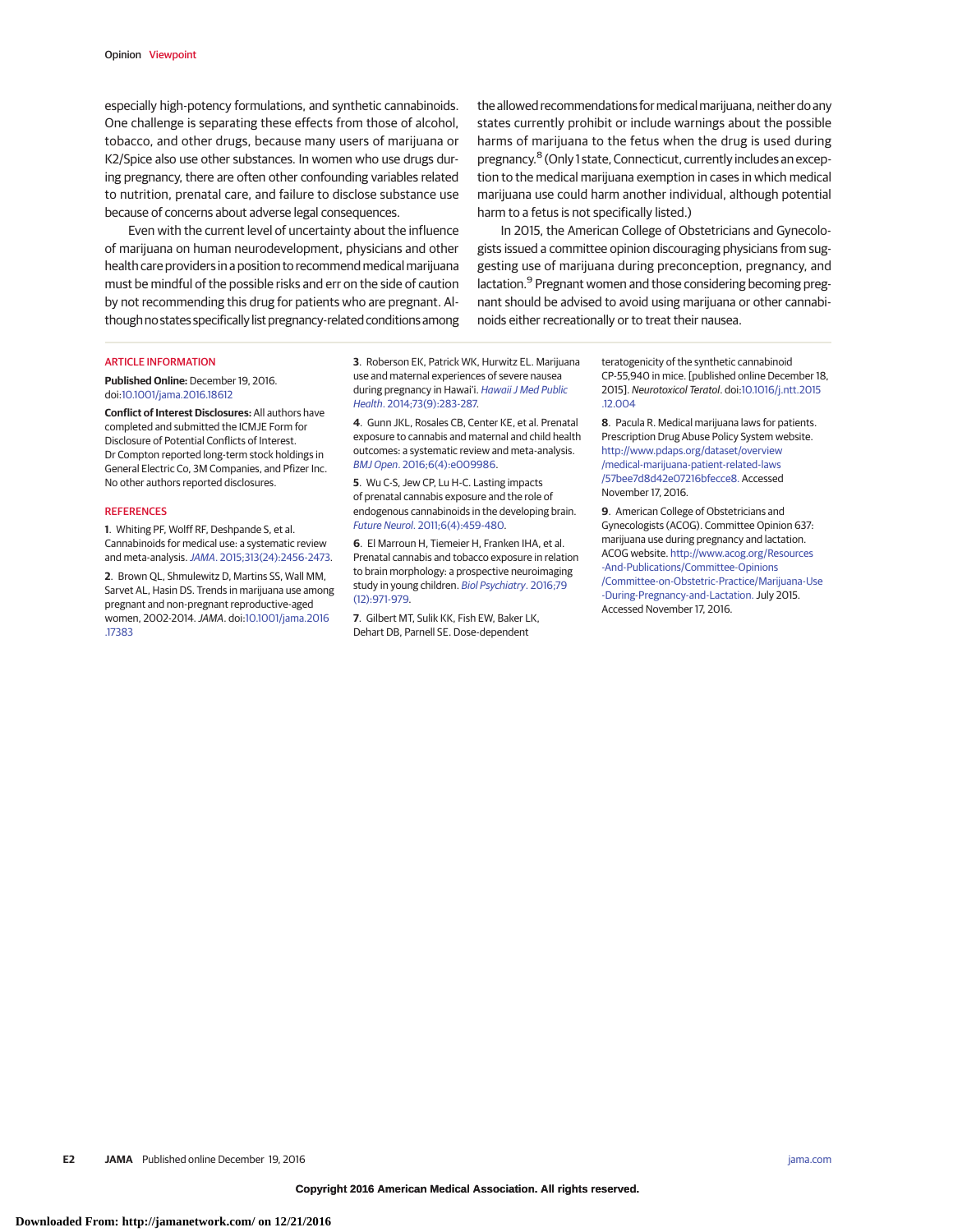especially high-potency formulations, and synthetic cannabinoids. One challenge is separating these effects from those of alcohol, tobacco, and other drugs, because many users of marijuana or K2/Spice also use other substances. In women who use drugs during pregnancy, there are often other confounding variables related to nutrition, prenatal care, and failure to disclose substance use because of concerns about adverse legal consequences.

Even with the current level of uncertainty about the influence of marijuana on human neurodevelopment, physicians and other health care providers in a position to recommend medical marijuana must be mindful of the possible risks and err on the side of caution by not recommending this drug for patients who are pregnant. Although no states specifically list pregnancy-related conditions among the allowed recommendations for medical marijuana, neither do any states currently prohibit or include warnings about the possible harms of marijuana to the fetus when the drug is used during pregnancy.[8] (Only 1 state, Connecticut, currently includes an exception to the medical marijuana exemption in cases in which medical marijuana use could harm another individual, although potential harm to a fetus is not specifically listed.)

In 2015, the American College of Obstetricians and Gynecologists issued a committee opinion discouraging physicians from suggesting use of marijuana during preconception, pregnancy, and lactation.[9] Pregnant women and those considering becoming pregnant should be advised to avoid using marijuana or other cannabinoids either recreationally or to treat their nausea.

## ARTICLE INFORMATION

**Published Online:** December 19, 2016. doi:10.1001/jama.2016.18612

**Conflict of Interest Disclosures:** All authors have completed and submitted the ICMJE Form for Disclosure of Potential Conflicts of Interest. Dr Compton reported long-term stock holdings in General Electric Co, 3M Companies, and Pfizer Inc. No other authors reported disclosures.

## REFERENCES

**1**. Whiting PF, Wolff RF, Deshpande S, et al. Cannabinoids for medical use: a systematic review and meta-analysis. *JAMA*. 2015;313(24):2456-2473.

**2**. Brown QL, Shmulewitz D, Martins SS, Wall MM, Sarvet AL, Hasin DS. Trends in marijuana use among pregnant and non-pregnant reproductive-aged women, 2002-2014. *JAMA*. doi:10.1001/jama.2016.17383

**3**. Roberson EK, Patrick WK, Hurwitz EL. Marijuana use and maternal experiences of severe nausea during pregnancy in Hawai'i. *Hawaii J Med Public Health*. 2014;73(9):283-287.

**4**. Gunn JKL, Rosales CB, Center KE, et al. Prenatal exposure to cannabis and maternal and child health outcomes: a systematic review and meta-analysis. *BMJ Open*. 2016;6(4):e009986.

**5**. Wu C-S, Jew CP, Lu H-C. Lasting impacts of prenatal cannabis exposure and the role of endogenous cannabinoids in the developing brain. *Future Neurol*. 2011;6(4):459-480.

**6**. El Marroun H, Tiemeier H, Franken IHA, et al. Prenatal cannabis and tobacco exposure in relation to brain morphology: a prospective neuroimaging study in young children. *Biol Psychiatry*. 2016;79(12):971-979.

**7**. Gilbert MT, Sulik KK, Fish EW, Baker LK, Dehart DB, Parnell SE. Dose-dependent teratogenicity of the synthetic cannabinoid CP-55,940 in mice. [published online December 18, 2015]. *Neurotoxicol Teratol*. doi:10.1016/j.ntt.2015.12.004

**8**. Pacula R. Medical marijuana laws for patients. Prescription Drug Abuse Policy System website. http://www.pdaps.org/dataset/overview/medical-marijuana-patient-related-laws/57bee7d8d42e07216bfecce8. Accessed November 17, 2016.

**9**. American College of Obstetricians and Gynecologists (ACOG). Committee Opinion 637: marijuana use during pregnancy and lactation. ACOG website. http://www.acog.org/Resources-And-Publications/Committee-Opinions/Committee-on-Obstetric-Practice/Marijuana-Use-During-Pregnancy-and-Lactation. July 2015. Accessed November 17, 2016.